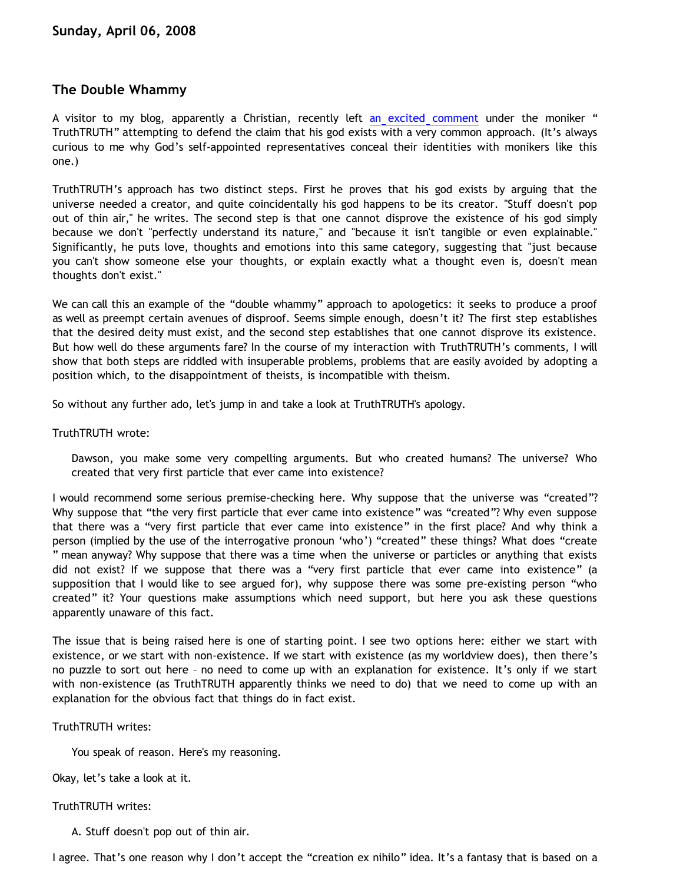**Sunday, April 06, 2008**

## The Double Whammy

A visitor to my blog, apparently a Christian, recently left an excited comment under the moniker "TruthTRUTH" attempting to defend the claim that his god exists with a very common approach. (It's always curious to me why God's self-appointed representatives conceal their identities with monikers like this one.)

TruthTRUTH's approach has two distinct steps. First he proves that his god exists by arguing that the universe needed a creator, and quite coincidentally his god happens to be its creator. "Stuff doesn't pop out of thin air," he writes. The second step is that one cannot disprove the existence of his god simply because we don't "perfectly understand its nature," and "because it isn't tangible or even explainable." Significantly, he puts love, thoughts and emotions into this same category, suggesting that "just because you can't show someone else your thoughts, or explain exactly what a thought even is, doesn't mean thoughts don't exist."

We can call this an example of the "double whammy" approach to apologetics: it seeks to produce a proof as well as preempt certain avenues of disproof. Seems simple enough, doesn't it? The first step establishes that the desired deity must exist, and the second step establishes that one cannot disprove its existence. But how well do these arguments fare? In the course of my interaction with TruthTRUTH's comments, I will show that both steps are riddled with insuperable problems, problems that are easily avoided by adopting a position which, to the disappointment of theists, is incompatible with theism.

So without any further ado, let's jump in and take a look at TruthTRUTH's apology.

TruthTRUTH wrote:

> Dawson, you make some very compelling arguments. But who created humans? The universe? Who created that very first particle that ever came into existence?

I would recommend some serious premise-checking here. Why suppose that the universe was "created"? Why suppose that "the very first particle that ever came into existence" was "created"? Why even suppose that there was a "very first particle that ever came into existence" in the first place? And why think a person (implied by the use of the interrogative pronoun 'who') "created" these things? What does "create" mean anyway? Why suppose that there was a time when the universe or particles or anything that exists did not exist? If we suppose that there was a "very first particle that ever came into existence" (a supposition that I would like to see argued for), why suppose there was some pre-existing person "who created" it? Your questions make assumptions which need support, but here you ask these questions apparently unaware of this fact.

The issue that is being raised here is one of starting point. I see two options here: either we start with existence, or we start with non-existence. If we start with existence (as my worldview does), then there's no puzzle to sort out here – no need to come up with an explanation for existence. It's only if we start with non-existence (as TruthTRUTH apparently thinks we need to do) that we need to come up with an explanation for the obvious fact that things do in fact exist.

TruthTRUTH writes:

> You speak of reason. Here's my reasoning.

Okay, let's take a look at it.

TruthTRUTH writes:

> A. Stuff doesn't pop out of thin air.

I agree. That's one reason why I don't accept the "creation ex nihilo" idea. It's a fantasy that is based on a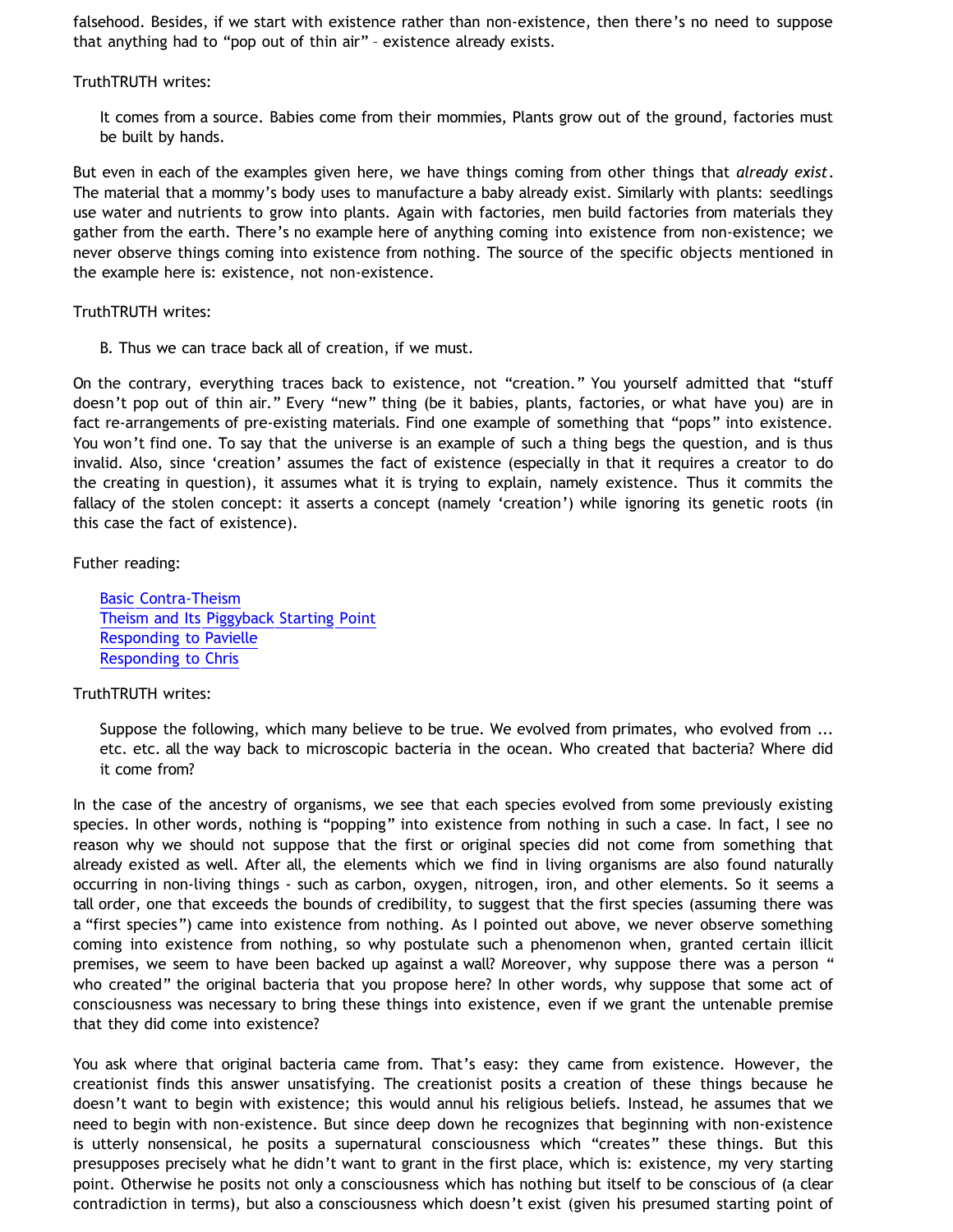falsehood. Besides, if we start with existence rather than non-existence, then there's no need to suppose that anything had to "pop out of thin air" – existence already exists.

TruthTRUTH writes:

> It comes from a source. Babies come from their mommies, Plants grow out of the ground, factories must be built by hands.

But even in each of the examples given here, we have things coming from other things that *already exist*. The material that a mommy's body uses to manufacture a baby already exist. Similarly with plants: seedlings use water and nutrients to grow into plants. Again with factories, men build factories from materials they gather from the earth. There's no example here of anything coming into existence from non-existence; we never observe things coming into existence from nothing. The source of the specific objects mentioned in the example here is: existence, not non-existence.

TruthTRUTH writes:

> B. Thus we can trace back all of creation, if we must.

On the contrary, everything traces back to existence, not "creation." You yourself admitted that "stuff doesn't pop out of thin air." Every "new" thing (be it babies, plants, factories, or what have you) are in fact re-arrangements of pre-existing materials. Find one example of something that "pops" into existence. You won't find one. To say that the universe is an example of such a thing begs the question, and is thus invalid. Also, since 'creation' assumes the fact of existence (especially in that it requires a creator to do the creating in question), it assumes what it is trying to explain, namely existence. Thus it commits the fallacy of the stolen concept: it asserts a concept (namely 'creation') while ignoring its genetic roots (in this case the fact of existence).

Futher reading:

> [Basic Contra-Theism]()
> [Theism and Its Piggyback Starting Point]()
> [Responding to Pavielle]()
> [Responding to Chris]()

TruthTRUTH writes:

> Suppose the following, which many believe to be true. We evolved from primates, who evolved from ... etc. etc. all the way back to microscopic bacteria in the ocean. Who created that bacteria? Where did it come from?

In the case of the ancestry of organisms, we see that each species evolved from some previously existing species. In other words, nothing is "popping" into existence from nothing in such a case. In fact, I see no reason why we should not suppose that the first or original species did not come from something that already existed as well. After all, the elements which we find in living organisms are also found naturally occurring in non-living things - such as carbon, oxygen, nitrogen, iron, and other elements. So it seems a tall order, one that exceeds the bounds of credibility, to suggest that the first species (assuming there was a "first species") came into existence from nothing. As I pointed out above, we never observe something coming into existence from nothing, so why postulate such a phenomenon when, granted certain illicit premises, we seem to have been backed up against a wall? Moreover, why suppose there was a person " who created" the original bacteria that you propose here? In other words, why suppose that some act of consciousness was necessary to bring these things into existence, even if we grant the untenable premise that they did come into existence?

You ask where that original bacteria came from. That's easy: they came from existence. However, the creationist finds this answer unsatisfying. The creationist posits a creation of these things because he doesn't want to begin with existence; this would annul his religious beliefs. Instead, he assumes that we need to begin with non-existence. But since deep down he recognizes that beginning with non-existence is utterly nonsensical, he posits a supernatural consciousness which "creates" these things. But this presupposes precisely what he didn't want to grant in the first place, which is: existence, my very starting point. Otherwise he posits not only a consciousness which has nothing but itself to be conscious of (a clear contradiction in terms), but also a consciousness which doesn't exist (given his presumed starting point of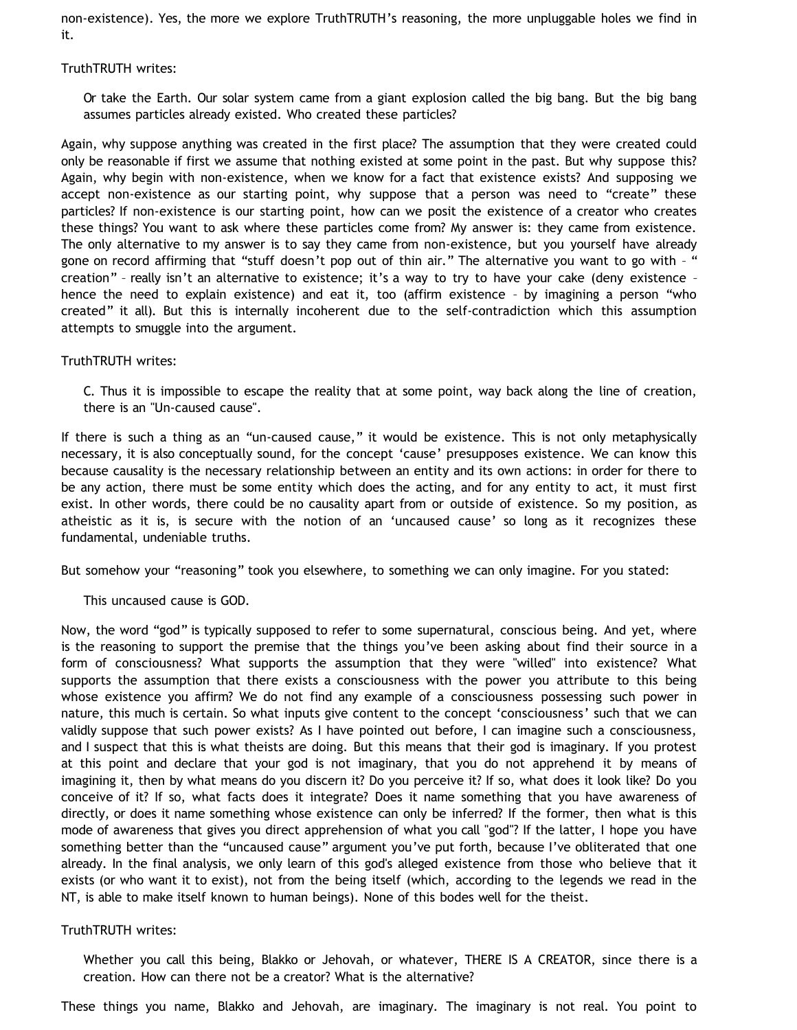non-existence). Yes, the more we explore TruthTRUTH's reasoning, the more unpluggable holes we find in it.

TruthTRUTH writes:

> Or take the Earth. Our solar system came from a giant explosion called the big bang. But the big bang assumes particles already existed. Who created these particles?

Again, why suppose anything was created in the first place? The assumption that they were created could only be reasonable if first we assume that nothing existed at some point in the past. But why suppose this? Again, why begin with non-existence, when we know for a fact that existence exists? And supposing we accept non-existence as our starting point, why suppose that a person was need to "create" these particles? If non-existence is our starting point, how can we posit the existence of a creator who creates these things? You want to ask where these particles come from? My answer is: they came from existence. The only alternative to my answer is to say they came from non-existence, but you yourself have already gone on record affirming that "stuff doesn't pop out of thin air." The alternative you want to go with – " creation" – really isn't an alternative to existence; it's a way to try to have your cake (deny existence – hence the need to explain existence) and eat it, too (affirm existence – by imagining a person "who created" it all). But this is internally incoherent due to the self-contradiction which this assumption attempts to smuggle into the argument.

TruthTRUTH writes:

> C. Thus it is impossible to escape the reality that at some point, way back along the line of creation, there is an "Un-caused cause".

If there is such a thing as an "un-caused cause," it would be existence. This is not only metaphysically necessary, it is also conceptually sound, for the concept 'cause' presupposes existence. We can know this because causality is the necessary relationship between an entity and its own actions: in order for there to be any action, there must be some entity which does the acting, and for any entity to act, it must first exist. In other words, there could be no causality apart from or outside of existence. So my position, as atheistic as it is, is secure with the notion of an 'uncaused cause' so long as it recognizes these fundamental, undeniable truths.

But somehow your "reasoning" took you elsewhere, to something we can only imagine. For you stated:

> This uncaused cause is GOD.

Now, the word "god" is typically supposed to refer to some supernatural, conscious being. And yet, where is the reasoning to support the premise that the things you've been asking about find their source in a form of consciousness? What supports the assumption that they were "willed" into existence? What supports the assumption that there exists a consciousness with the power you attribute to this being whose existence you affirm? We do not find any example of a consciousness possessing such power in nature, this much is certain. So what inputs give content to the concept 'consciousness' such that we can validly suppose that such power exists? As I have pointed out before, I can imagine such a consciousness, and I suspect that this is what theists are doing. But this means that their god is imaginary. If you protest at this point and declare that your god is not imaginary, that you do not apprehend it by means of imagining it, then by what means do you discern it? Do you perceive it? If so, what does it look like? Do you conceive of it? If so, what facts does it integrate? Does it name something that you have awareness of directly, or does it name something whose existence can only be inferred? If the former, then what is this mode of awareness that gives you direct apprehension of what you call "god"? If the latter, I hope you have something better than the "uncaused cause" argument you've put forth, because I've obliterated that one already. In the final analysis, we only learn of this god's alleged existence from those who believe that it exists (or who want it to exist), not from the being itself (which, according to the legends we read in the NT, is able to make itself known to human beings). None of this bodes well for the theist.

TruthTRUTH writes:

> Whether you call this being, Blakko or Jehovah, or whatever, THERE IS A CREATOR, since there is a creation. How can there not be a creator? What is the alternative?

These things you name, Blakko and Jehovah, are imaginary. The imaginary is not real. You point to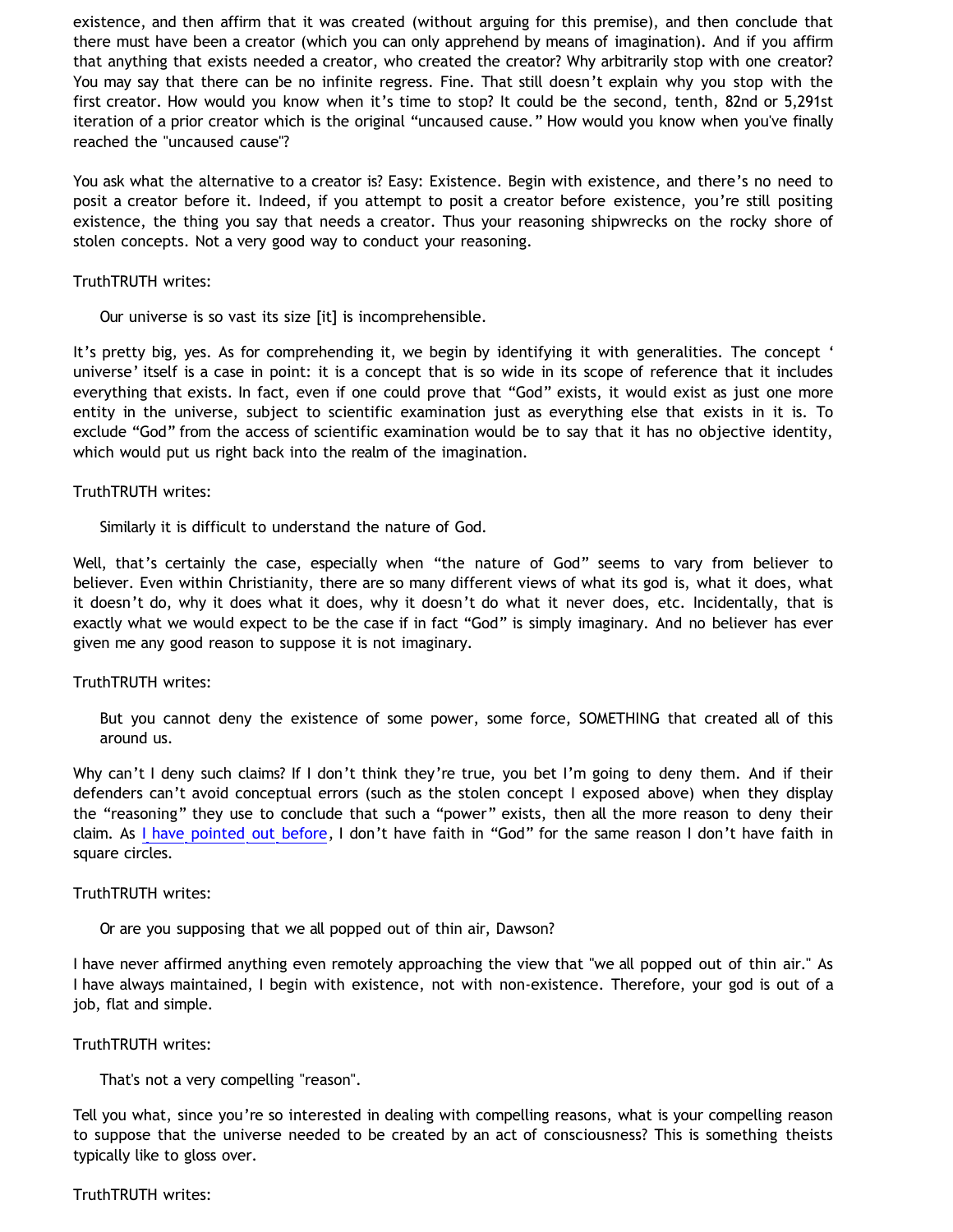existence, and then affirm that it was created (without arguing for this premise), and then conclude that there must have been a creator (which you can only apprehend by means of imagination). And if you affirm that anything that exists needed a creator, who created the creator? Why arbitrarily stop with one creator? You may say that there can be no infinite regress. Fine. That still doesn't explain why you stop with the first creator. How would you know when it's time to stop? It could be the second, tenth, 82nd or 5,291st iteration of a prior creator which is the original "uncaused cause." How would you know when you've finally reached the "uncaused cause"?

You ask what the alternative to a creator is? Easy: Existence. Begin with existence, and there's no need to posit a creator before it. Indeed, if you attempt to posit a creator before existence, you're still positing existence, the thing you say that needs a creator. Thus your reasoning shipwrecks on the rocky shore of stolen concepts. Not a very good way to conduct your reasoning.

TruthTRUTH writes:

> Our universe is so vast its size [it] is incomprehensible.

It's pretty big, yes. As for comprehending it, we begin by identifying it with generalities. The concept ' universe' itself is a case in point: it is a concept that is so wide in its scope of reference that it includes everything that exists. In fact, even if one could prove that "God" exists, it would exist as just one more entity in the universe, subject to scientific examination just as everything else that exists in it is. To exclude "God" from the access of scientific examination would be to say that it has no objective identity, which would put us right back into the realm of the imagination.

TruthTRUTH writes:

> Similarly it is difficult to understand the nature of God.

Well, that's certainly the case, especially when "the nature of God" seems to vary from believer to believer. Even within Christianity, there are so many different views of what its god is, what it does, what it doesn't do, why it does what it does, why it doesn't do what it never does, etc. Incidentally, that is exactly what we would expect to be the case if in fact "God" is simply imaginary. And no believer has ever given me any good reason to suppose it is not imaginary.

TruthTRUTH writes:

> But you cannot deny the existence of some power, some force, SOMETHING that created all of this around us.

Why can't I deny such claims? If I don't think they're true, you bet I'm going to deny them. And if their defenders can't avoid conceptual errors (such as the stolen concept I exposed above) when they display the "reasoning" they use to conclude that such a "power" exists, then all the more reason to deny their claim. As I have pointed out before, I don't have faith in "God" for the same reason I don't have faith in square circles.

TruthTRUTH writes:

> Or are you supposing that we all popped out of thin air, Dawson?

I have never affirmed anything even remotely approaching the view that "we all popped out of thin air." As I have always maintained, I begin with existence, not with non-existence. Therefore, your god is out of a job, flat and simple.

TruthTRUTH writes:

> That's not a very compelling "reason".

Tell you what, since you're so interested in dealing with compelling reasons, what is your compelling reason to suppose that the universe needed to be created by an act of consciousness? This is something theists typically like to gloss over.

TruthTRUTH writes: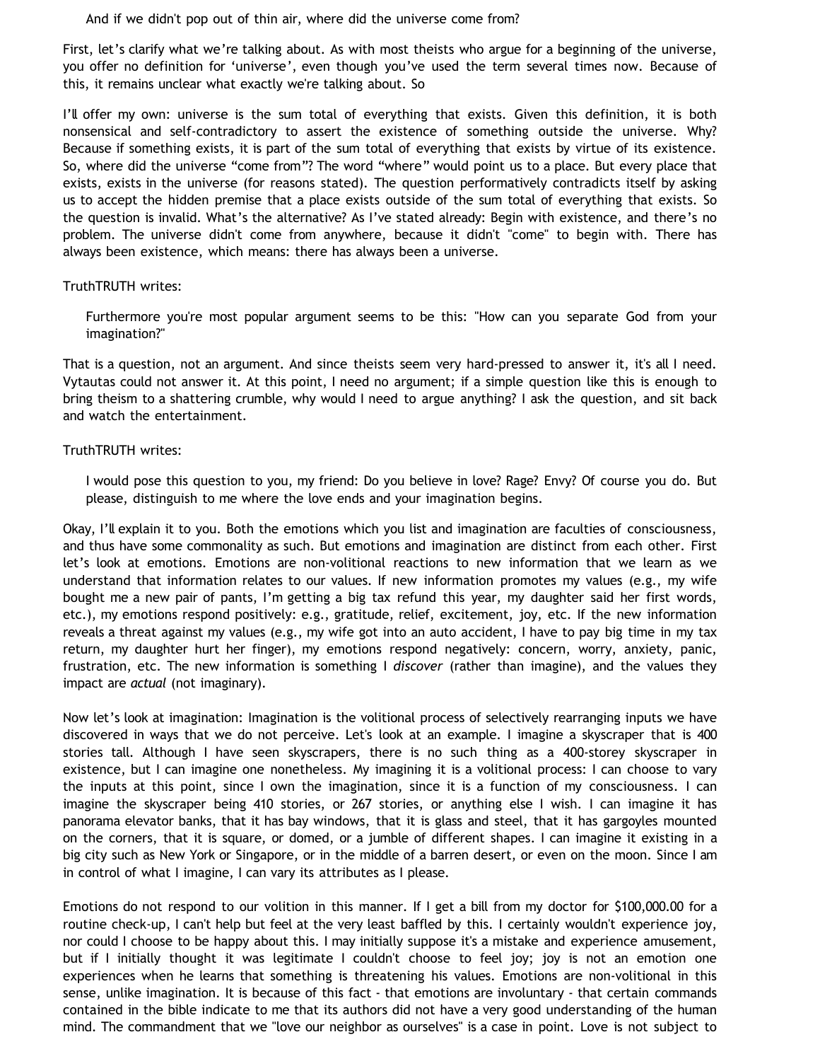> And if we didn't pop out of thin air, where did the universe come from?

First, let's clarify what we're talking about. As with most theists who argue for a beginning of the universe, you offer no definition for 'universe', even though you've used the term several times now. Because of this, it remains unclear what exactly we're talking about. So

I'll offer my own: universe is the sum total of everything that exists. Given this definition, it is both nonsensical and self-contradictory to assert the existence of something outside the universe. Why? Because if something exists, it is part of the sum total of everything that exists by virtue of its existence. So, where did the universe "come from"? The word "where" would point us to a place. But every place that exists, exists in the universe (for reasons stated). The question performatively contradicts itself by asking us to accept the hidden premise that a place exists outside of the sum total of everything that exists. So the question is invalid. What's the alternative? As I've stated already: Begin with existence, and there's no problem. The universe didn't come from anywhere, because it didn't "come" to begin with. There has always been existence, which means: there has always been a universe.

TruthTRUTH writes:

> Furthermore you're most popular argument seems to be this: "How can you separate God from your imagination?"

That is a question, not an argument. And since theists seem very hard-pressed to answer it, it's all I need. Vytautas could not answer it. At this point, I need no argument; if a simple question like this is enough to bring theism to a shattering crumble, why would I need to argue anything? I ask the question, and sit back and watch the entertainment.

TruthTRUTH writes:

> I would pose this question to you, my friend: Do you believe in love? Rage? Envy? Of course you do. But please, distinguish to me where the love ends and your imagination begins.

Okay, I'll explain it to you. Both the emotions which you list and imagination are faculties of consciousness, and thus have some commonality as such. But emotions and imagination are distinct from each other. First let's look at emotions. Emotions are non-volitional reactions to new information that we learn as we understand that information relates to our values. If new information promotes my values (e.g., my wife bought me a new pair of pants, I'm getting a big tax refund this year, my daughter said her first words, etc.), my emotions respond positively: e.g., gratitude, relief, excitement, joy, etc. If the new information reveals a threat against my values (e.g., my wife got into an auto accident, I have to pay big time in my tax return, my daughter hurt her finger), my emotions respond negatively: concern, worry, anxiety, panic, frustration, etc. The new information is something I *discover* (rather than imagine), and the values they impact are *actual* (not imaginary).

Now let's look at imagination: Imagination is the volitional process of selectively rearranging inputs we have discovered in ways that we do not perceive. Let's look at an example. I imagine a skyscraper that is 400 stories tall. Although I have seen skyscrapers, there is no such thing as a 400-storey skyscraper in existence, but I can imagine one nonetheless. My imagining it is a volitional process: I can choose to vary the inputs at this point, since I own the imagination, since it is a function of my consciousness. I can imagine the skyscraper being 410 stories, or 267 stories, or anything else I wish. I can imagine it has panorama elevator banks, that it has bay windows, that it is glass and steel, that it has gargoyles mounted on the corners, that it is square, or domed, or a jumble of different shapes. I can imagine it existing in a big city such as New York or Singapore, or in the middle of a barren desert, or even on the moon. Since I am in control of what I imagine, I can vary its attributes as I please.

Emotions do not respond to our volition in this manner. If I get a bill from my doctor for $100,000.00 for a routine check-up, I can't help but feel at the very least baffled by this. I certainly wouldn't experience joy, nor could I choose to be happy about this. I may initially suppose it's a mistake and experience amusement, but if I initially thought it was legitimate I couldn't choose to feel joy; joy is not an emotion one experiences when he learns that something is threatening his values. Emotions are non-volitional in this sense, unlike imagination. It is because of this fact - that emotions are involuntary - that certain commands contained in the bible indicate to me that its authors did not have a very good understanding of the human mind. The commandment that we "love our neighbor as ourselves" is a case in point. Love is not subject to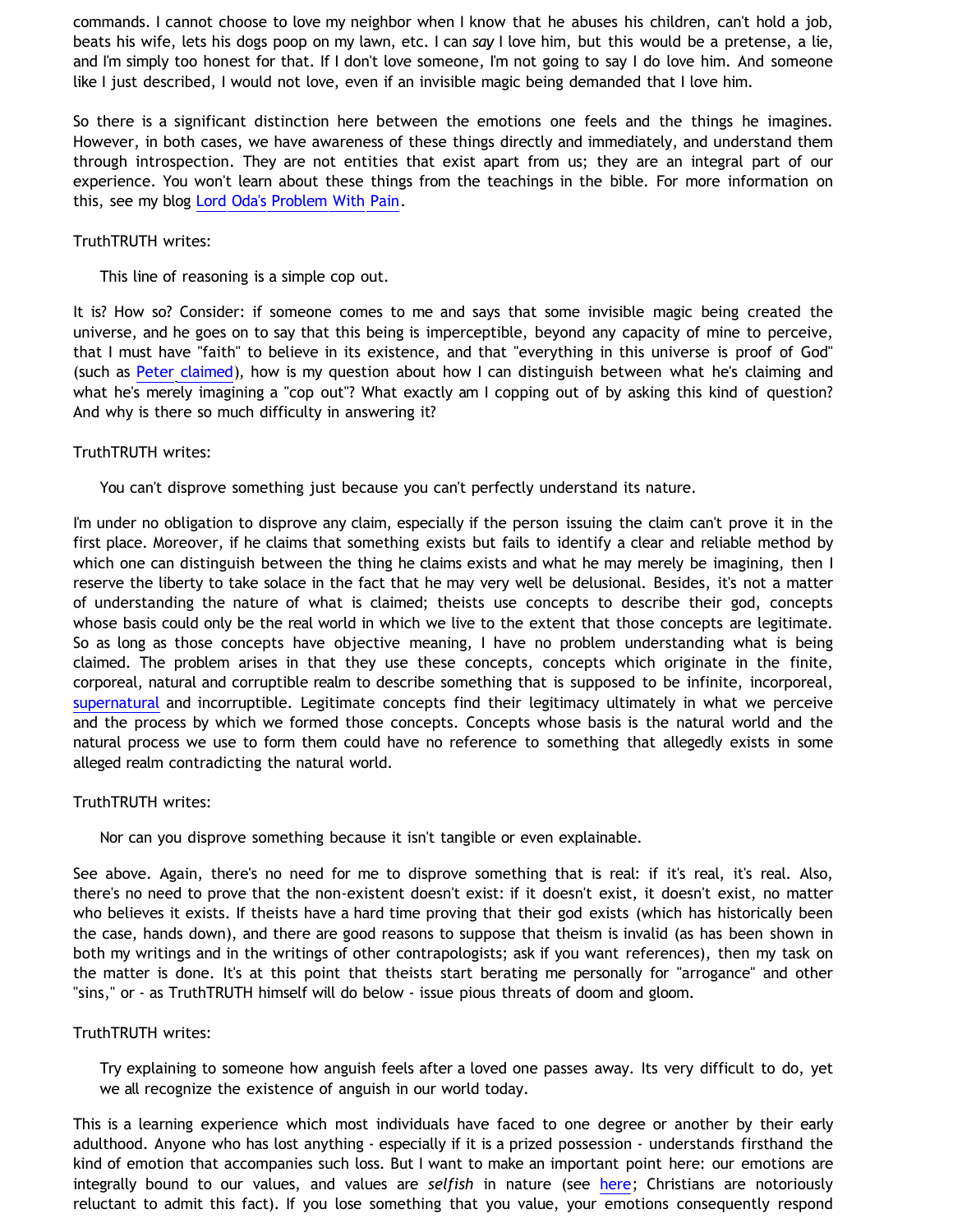commands. I cannot choose to love my neighbor when I know that he abuses his children, can't hold a job, beats his wife, lets his dogs poop on my lawn, etc. I can *say* I love him, but this would be a pretense, a lie, and I'm simply too honest for that. If I don't love someone, I'm not going to say I do love him. And someone like I just described, I would not love, even if an invisible magic being demanded that I love him.

So there is a significant distinction here between the emotions one feels and the things he imagines. However, in both cases, we have awareness of these things directly and immediately, and understand them through introspection. They are not entities that exist apart from us; they are an integral part of our experience. You won't learn about these things from the teachings in the bible. For more information on this, see my blog Lord Oda's Problem With Pain.

TruthTRUTH writes:

> This line of reasoning is a simple cop out.

It is? How so? Consider: if someone comes to me and says that some invisible magic being created the universe, and he goes on to say that this being is imperceptible, beyond any capacity of mine to perceive, that I must have "faith" to believe in its existence, and that "everything in this universe is proof of God" (such as Peter claimed), how is my question about how I can distinguish between what he's claiming and what he's merely imagining a "cop out"? What exactly am I copping out of by asking this kind of question? And why is there so much difficulty in answering it?

TruthTRUTH writes:

> You can't disprove something just because you can't perfectly understand its nature.

I'm under no obligation to disprove any claim, especially if the person issuing the claim can't prove it in the first place. Moreover, if he claims that something exists but fails to identify a clear and reliable method by which one can distinguish between the thing he claims exists and what he may merely be imagining, then I reserve the liberty to take solace in the fact that he may very well be delusional. Besides, it's not a matter of understanding the nature of what is claimed; theists use concepts to describe their god, concepts whose basis could only be the real world in which we live to the extent that those concepts are legitimate. So as long as those concepts have objective meaning, I have no problem understanding what is being claimed. The problem arises in that they use these concepts, concepts which originate in the finite, corporeal, natural and corruptible realm to describe something that is supposed to be infinite, incorporeal, supernatural and incorruptible. Legitimate concepts find their legitimacy ultimately in what we perceive and the process by which we formed those concepts. Concepts whose basis is the natural world and the natural process we use to form them could have no reference to something that allegedly exists in some alleged realm contradicting the natural world.

TruthTRUTH writes:

> Nor can you disprove something because it isn't tangible or even explainable.

See above. Again, there's no need for me to disprove something that is real: if it's real, it's real. Also, there's no need to prove that the non-existent doesn't exist: if it doesn't exist, it doesn't exist, no matter who believes it exists. If theists have a hard time proving that their god exists (which has historically been the case, hands down), and there are good reasons to suppose that theism is invalid (as has been shown in both my writings and in the writings of other contrapologists; ask if you want references), then my task on the matter is done. It's at this point that theists start berating me personally for "arrogance" and other "sins," or - as TruthTRUTH himself will do below - issue pious threats of doom and gloom.

TruthTRUTH writes:

> Try explaining to someone how anguish feels after a loved one passes away. Its very difficult to do, yet we all recognize the existence of anguish in our world today.

This is a learning experience which most individuals have faced to one degree or another by their early adulthood. Anyone who has lost anything - especially if it is a prized possession - understands firsthand the kind of emotion that accompanies such loss. But I want to make an important point here: our emotions are integrally bound to our values, and values are *selfish* in nature (see here; Christians are notoriously reluctant to admit this fact). If you lose something that you value, your emotions consequently respond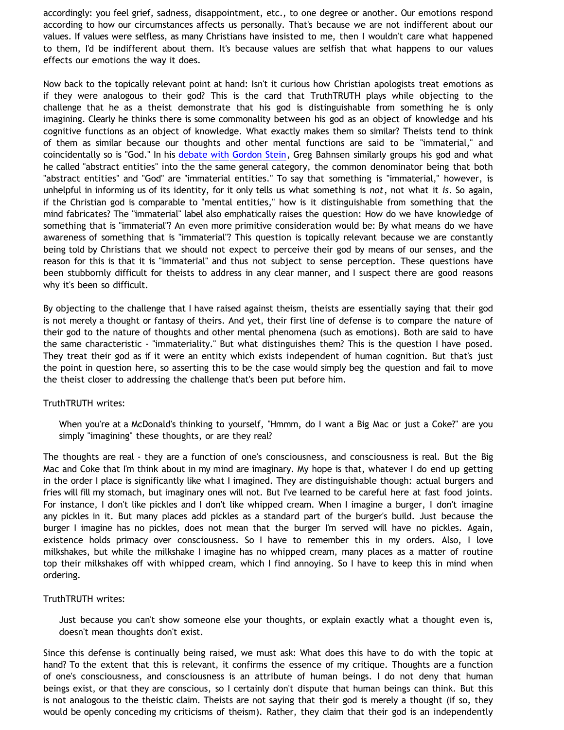accordingly: you feel grief, sadness, disappointment, etc., to one degree or another. Our emotions respond according to how our circumstances affects us personally. That's because we are not indifferent about our values. If values were selfless, as many Christians have insisted to me, then I wouldn't care what happened to them, I'd be indifferent about them. It's because values are selfish that what happens to our values effects our emotions the way it does.

Now back to the topically relevant point at hand: Isn't it curious how Christian apologists treat emotions as if they were analogous to their god? This is the card that TruthTRUTH plays while objecting to the challenge that he as a theist demonstrate that his god is distinguishable from something he is only imagining. Clearly he thinks there is some commonality between his god as an object of knowledge and his cognitive functions as an object of knowledge. What exactly makes them so similar? Theists tend to think of them as similar because our thoughts and other mental functions are said to be "immaterial," and coincidentally so is "God." In his debate with Gordon Stein, Greg Bahnsen similarly groups his god and what he called "abstract entities" into the the same general category, the common denominator being that both "abstract entities" and "God" are "immaterial entities." To say that something is "immaterial," however, is unhelpful in informing us of its identity, for it only tells us what something is *not*, not what it *is*. So again, if the Christian god is comparable to "mental entities," how is it distinguishable from something that the mind fabricates? The "immaterial" label also emphatically raises the question: How do we have knowledge of something that is "immaterial"? An even more primitive consideration would be: By what means do we have awareness of something that is "immaterial"? This question is topically relevant because we are constantly being told by Christians that we should not expect to perceive their god by means of our senses, and the reason for this is that it is "immaterial" and thus not subject to sense perception. These questions have been stubbornly difficult for theists to address in any clear manner, and I suspect there are good reasons why it's been so difficult.

By objecting to the challenge that I have raised against theism, theists are essentially saying that their god is not merely a thought or fantasy of theirs. And yet, their first line of defense is to compare the nature of their god to the nature of thoughts and other mental phenomena (such as emotions). Both are said to have the same characteristic - "immateriality." But what distinguishes them? This is the question I have posed. They treat their god as if it were an entity which exists independent of human cognition. But that's just the point in question here, so asserting this to be the case would simply beg the question and fail to move the theist closer to addressing the challenge that's been put before him.

TruthTRUTH writes:

> When you're at a McDonald's thinking to yourself, "Hmmm, do I want a Big Mac or just a Coke?" are you simply "imagining" these thoughts, or are they real?

The thoughts are real - they are a function of one's consciousness, and consciousness is real. But the Big Mac and Coke that I'm think about in my mind are imaginary. My hope is that, whatever I do end up getting in the order I place is significantly like what I imagined. They are distinguishable though: actual burgers and fries will fill my stomach, but imaginary ones will not. But I've learned to be careful here at fast food joints. For instance, I don't like pickles and I don't like whipped cream. When I imagine a burger, I don't imagine any pickles in it. But many places add pickles as a standard part of the burger's build. Just because the burger I imagine has no pickles, does not mean that the burger I'm served will have no pickles. Again, existence holds primacy over consciousness. So I have to remember this in my orders. Also, I love milkshakes, but while the milkshake I imagine has no whipped cream, many places as a matter of routine top their milkshakes off with whipped cream, which I find annoying. So I have to keep this in mind when ordering.

TruthTRUTH writes:

> Just because you can't show someone else your thoughts, or explain exactly what a thought even is, doesn't mean thoughts don't exist.

Since this defense is continually being raised, we must ask: What does this have to do with the topic at hand? To the extent that this is relevant, it confirms the essence of my critique. Thoughts are a function of one's consciousness, and consciousness is an attribute of human beings. I do not deny that human beings exist, or that they are conscious, so I certainly don't dispute that human beings can think. But this is not analogous to the theistic claim. Theists are not saying that their god is merely a thought (if so, they would be openly conceding my criticisms of theism). Rather, they claim that their god is an independently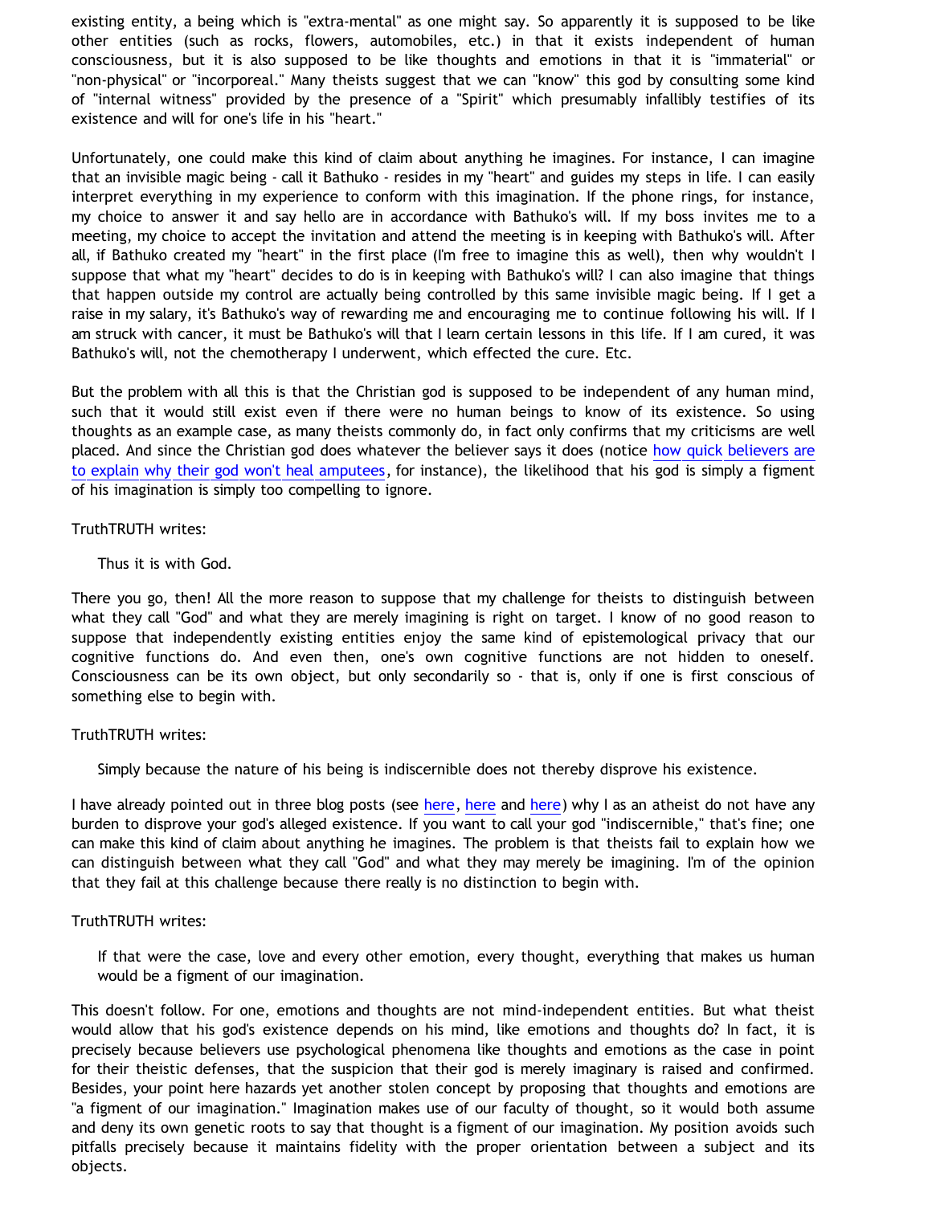existing entity, a being which is "extra-mental" as one might say. So apparently it is supposed to be like other entities (such as rocks, flowers, automobiles, etc.) in that it exists independent of human consciousness, but it is also supposed to be like thoughts and emotions in that it is "immaterial" or "non-physical" or "incorporeal." Many theists suggest that we can "know" this god by consulting some kind of "internal witness" provided by the presence of a "Spirit" which presumably infallibly testifies of its existence and will for one's life in his "heart."

Unfortunately, one could make this kind of claim about anything he imagines. For instance, I can imagine that an invisible magic being - call it Bathuko - resides in my "heart" and guides my steps in life. I can easily interpret everything in my experience to conform with this imagination. If the phone rings, for instance, my choice to answer it and say hello are in accordance with Bathuko's will. If my boss invites me to a meeting, my choice to accept the invitation and attend the meeting is in keeping with Bathuko's will. After all, if Bathuko created my "heart" in the first place (I'm free to imagine this as well), then why wouldn't I suppose that what my "heart" decides to do is in keeping with Bathuko's will? I can also imagine that things that happen outside my control are actually being controlled by this same invisible magic being. If I get a raise in my salary, it's Bathuko's way of rewarding me and encouraging me to continue following his will. If I am struck with cancer, it must be Bathuko's will that I learn certain lessons in this life. If I am cured, it was Bathuko's will, not the chemotherapy I underwent, which effected the cure. Etc.

But the problem with all this is that the Christian god is supposed to be independent of any human mind, such that it would still exist even if there were no human beings to know of its existence. So using thoughts as an example case, as many theists commonly do, in fact only confirms that my criticisms are well placed. And since the Christian god does whatever the believer says it does (notice how quick believers are to explain why their god won't heal amputees, for instance), the likelihood that his god is simply a figment of his imagination is simply too compelling to ignore.

TruthTRUTH writes:

> Thus it is with God.

There you go, then! All the more reason to suppose that my challenge for theists to distinguish between what they call "God" and what they are merely imagining is right on target. I know of no good reason to suppose that independently existing entities enjoy the same kind of epistemological privacy that our cognitive functions do. And even then, one's own cognitive functions are not hidden to oneself. Consciousness can be its own object, but only secondarily so - that is, only if one is first conscious of something else to begin with.

TruthTRUTH writes:

> Simply because the nature of his being is indiscernible does not thereby disprove his existence.

I have already pointed out in three blog posts (see here, here and here) why I as an atheist do not have any burden to disprove your god's alleged existence. If you want to call your god "indiscernible," that's fine; one can make this kind of claim about anything he imagines. The problem is that theists fail to explain how we can distinguish between what they call "God" and what they may merely be imagining. I'm of the opinion that they fail at this challenge because there really is no distinction to begin with.

TruthTRUTH writes:

> If that were the case, love and every other emotion, every thought, everything that makes us human would be a figment of our imagination.

This doesn't follow. For one, emotions and thoughts are not mind-independent entities. But what theist would allow that his god's existence depends on his mind, like emotions and thoughts do? In fact, it is precisely because believers use psychological phenomena like thoughts and emotions as the case in point for their theistic defenses, that the suspicion that their god is merely imaginary is raised and confirmed. Besides, your point here hazards yet another stolen concept by proposing that thoughts and emotions are "a figment of our imagination." Imagination makes use of our faculty of thought, so it would both assume and deny its own genetic roots to say that thought is a figment of our imagination. My position avoids such pitfalls precisely because it maintains fidelity with the proper orientation between a subject and its objects.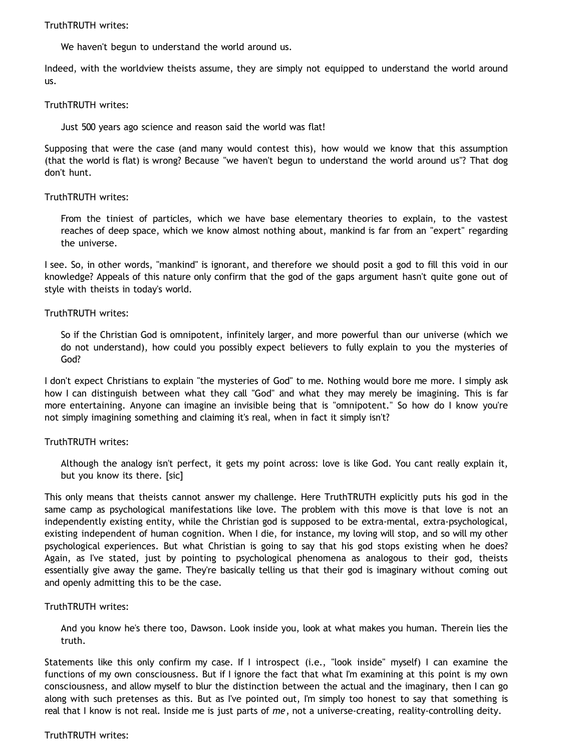TruthTRUTH writes:

> We haven't begun to understand the world around us.

Indeed, with the worldview theists assume, they are simply not equipped to understand the world around us.

TruthTRUTH writes:

> Just 500 years ago science and reason said the world was flat!

Supposing that were the case (and many would contest this), how would we know that this assumption (that the world is flat) is wrong? Because "we haven't begun to understand the world around us"? That dog don't hunt.

TruthTRUTH writes:

> From the tiniest of particles, which we have base elementary theories to explain, to the vastest reaches of deep space, which we know almost nothing about, mankind is far from an "expert" regarding the universe.

I see. So, in other words, "mankind" is ignorant, and therefore we should posit a god to fill this void in our knowledge? Appeals of this nature only confirm that the god of the gaps argument hasn't quite gone out of style with theists in today's world.

TruthTRUTH writes:

> So if the Christian God is omnipotent, infinitely larger, and more powerful than our universe (which we do not understand), how could you possibly expect believers to fully explain to you the mysteries of God?

I don't expect Christians to explain "the mysteries of God" to me. Nothing would bore me more. I simply ask how I can distinguish between what they call "God" and what they may merely be imagining. This is far more entertaining. Anyone can imagine an invisible being that is "omnipotent." So how do I know you're not simply imagining something and claiming it's real, when in fact it simply isn't?

TruthTRUTH writes:

> Although the analogy isn't perfect, it gets my point across: love is like God. You cant really explain it, but you know its there. [sic]

This only means that theists cannot answer my challenge. Here TruthTRUTH explicitly puts his god in the same camp as psychological manifestations like love. The problem with this move is that love is not an independently existing entity, while the Christian god is supposed to be extra-mental, extra-psychological, existing independent of human cognition. When I die, for instance, my loving will stop, and so will my other psychological experiences. But what Christian is going to say that his god stops existing when he does? Again, as I've stated, just by pointing to psychological phenomena as analogous to their god, theists essentially give away the game. They're basically telling us that their god is imaginary without coming out and openly admitting this to be the case.

TruthTRUTH writes:

> And you know he's there too, Dawson. Look inside you, look at what makes you human. Therein lies the truth.

Statements like this only confirm my case. If I introspect (i.e., "look inside" myself) I can examine the functions of my own consciousness. But if I ignore the fact that what I'm examining at this point is my own consciousness, and allow myself to blur the distinction between the actual and the imaginary, then I can go along with such pretenses as this. But as I've pointed out, I'm simply too honest to say that something is real that I know is not real. Inside me is just parts of *me*, not a universe-creating, reality-controlling deity.

TruthTRUTH writes: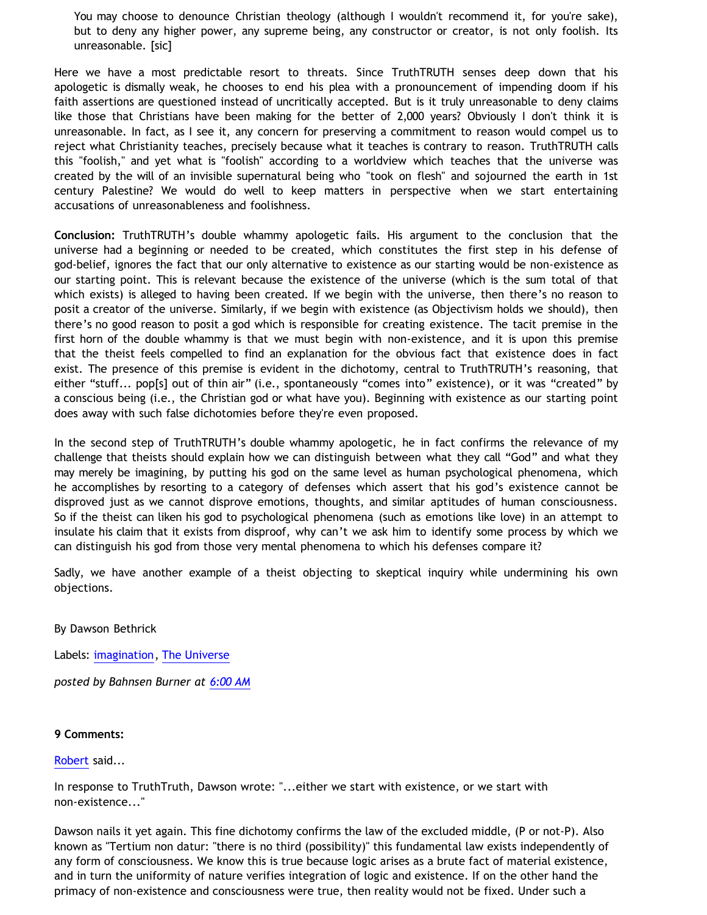> You may choose to denounce Christian theology (although I wouldn't recommend it, for you're sake), but to deny any higher power, any supreme being, any constructor or creator, is not only foolish. Its unreasonable. [sic]

Here we have a most predictable resort to threats. Since TruthTRUTH senses deep down that his apologetic is dismally weak, he chooses to end his plea with a pronouncement of impending doom if his faith assertions are questioned instead of uncritically accepted. But is it truly unreasonable to deny claims like those that Christians have been making for the better of 2,000 years? Obviously I don't think it is unreasonable. In fact, as I see it, any concern for preserving a commitment to reason would compel us to reject what Christianity teaches, precisely because what it teaches is contrary to reason. TruthTRUTH calls this "foolish," and yet what is "foolish" according to a worldview which teaches that the universe was created by the will of an invisible supernatural being who "took on flesh" and sojourned the earth in 1st century Palestine? We would do well to keep matters in perspective when we start entertaining accusations of unreasonableness and foolishness.

**Conclusion:** TruthTRUTH's double whammy apologetic fails. His argument to the conclusion that the universe had a beginning or needed to be created, which constitutes the first step in his defense of god-belief, ignores the fact that our only alternative to existence as our starting would be non-existence as our starting point. This is relevant because the existence of the universe (which is the sum total of that which exists) is alleged to having been created. If we begin with the universe, then there's no reason to posit a creator of the universe. Similarly, if we begin with existence (as Objectivism holds we should), then there's no good reason to posit a god which is responsible for creating existence. The tacit premise in the first horn of the double whammy is that we must begin with non-existence, and it is upon this premise that the theist feels compelled to find an explanation for the obvious fact that existence does in fact exist. The presence of this premise is evident in the dichotomy, central to TruthTRUTH's reasoning, that either "stuff... pop[s] out of thin air" (i.e., spontaneously "comes into" existence), or it was "created" by a conscious being (i.e., the Christian god or what have you). Beginning with existence as our starting point does away with such false dichotomies before they're even proposed.

In the second step of TruthTRUTH's double whammy apologetic, he in fact confirms the relevance of my challenge that theists should explain how we can distinguish between what they call "God" and what they may merely be imagining, by putting his god on the same level as human psychological phenomena, which he accomplishes by resorting to a category of defenses which assert that his god's existence cannot be disproved just as we cannot disprove emotions, thoughts, and similar aptitudes of human consciousness. So if the theist can liken his god to psychological phenomena (such as emotions like love) in an attempt to insulate his claim that it exists from disproof, why can't we ask him to identify some process by which we can distinguish his god from those very mental phenomena to which his defenses compare it?

Sadly, we have another example of a theist objecting to skeptical inquiry while undermining his own objections.

By Dawson Bethrick

Labels: imagination, The Universe

*posted by Bahnsen Burner at 6:00 AM*

**9 Comments:**

Robert said...

In response to TruthTruth, Dawson wrote: "...either we start with existence, or we start with non-existence..."

Dawson nails it yet again. This fine dichotomy confirms the law of the excluded middle, (P or not-P). Also known as "Tertium non datur: "there is no third (possibility)" this fundamental law exists independently of any form of consciousness. We know this is true because logic arises as a brute fact of material existence, and in turn the uniformity of nature verifies integration of logic and existence. If on the other hand the primacy of non-existence and consciousness were true, then reality would not be fixed. Under such a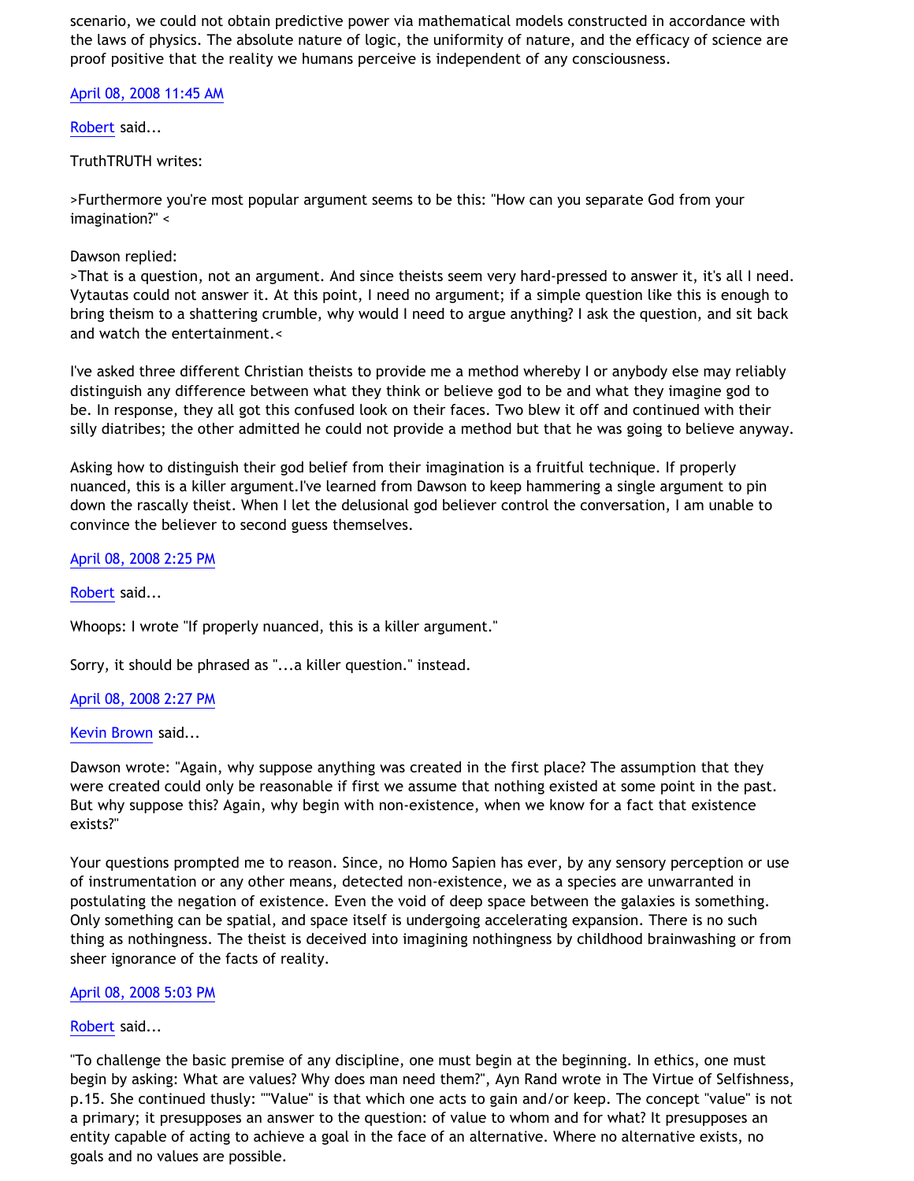scenario, we could not obtain predictive power via mathematical models constructed in accordance with the laws of physics. The absolute nature of logic, the uniformity of nature, and the efficacy of science are proof positive that the reality we humans perceive is independent of any consciousness.

April 08, 2008 11:45 AM

Robert said...

TruthTRUTH writes:

>Furthermore you're most popular argument seems to be this: "How can you separate God from your imagination?" <

Dawson replied:
>That is a question, not an argument. And since theists seem very hard-pressed to answer it, it's all I need. Vytautas could not answer it. At this point, I need no argument; if a simple question like this is enough to bring theism to a shattering crumble, why would I need to argue anything? I ask the question, and sit back and watch the entertainment.<

I've asked three different Christian theists to provide me a method whereby I or anybody else may reliably distinguish any difference between what they think or believe god to be and what they imagine god to be. In response, they all got this confused look on their faces. Two blew it off and continued with their silly diatribes; the other admitted he could not provide a method but that he was going to believe anyway.

Asking how to distinguish their god belief from their imagination is a fruitful technique. If properly nuanced, this is a killer argument.I've learned from Dawson to keep hammering a single argument to pin down the rascally theist. When I let the delusional god believer control the conversation, I am unable to convince the believer to second guess themselves.

April 08, 2008 2:25 PM

Robert said...

Whoops: I wrote "If properly nuanced, this is a killer argument."

Sorry, it should be phrased as "...a killer question." instead.

April 08, 2008 2:27 PM

Kevin Brown said...

Dawson wrote: "Again, why suppose anything was created in the first place? The assumption that they were created could only be reasonable if first we assume that nothing existed at some point in the past. But why suppose this? Again, why begin with non-existence, when we know for a fact that existence exists?"

Your questions prompted me to reason. Since, no Homo Sapien has ever, by any sensory perception or use of instrumentation or any other means, detected non-existence, we as a species are unwarranted in postulating the negation of existence. Even the void of deep space between the galaxies is something. Only something can be spatial, and space itself is undergoing accelerating expansion. There is no such thing as nothingness. The theist is deceived into imagining nothingness by childhood brainwashing or from sheer ignorance of the facts of reality.

April 08, 2008 5:03 PM

Robert said...

"To challenge the basic premise of any discipline, one must begin at the beginning. In ethics, one must begin by asking: What are values? Why does man need them?", Ayn Rand wrote in The Virtue of Selfishness, p.15. She continued thusly: ""Value" is that which one acts to gain and/or keep. The concept "value" is not a primary; it presupposes an answer to the question: of value to whom and for what? It presupposes an entity capable of acting to achieve a goal in the face of an alternative. Where no alternative exists, no goals and no values are possible.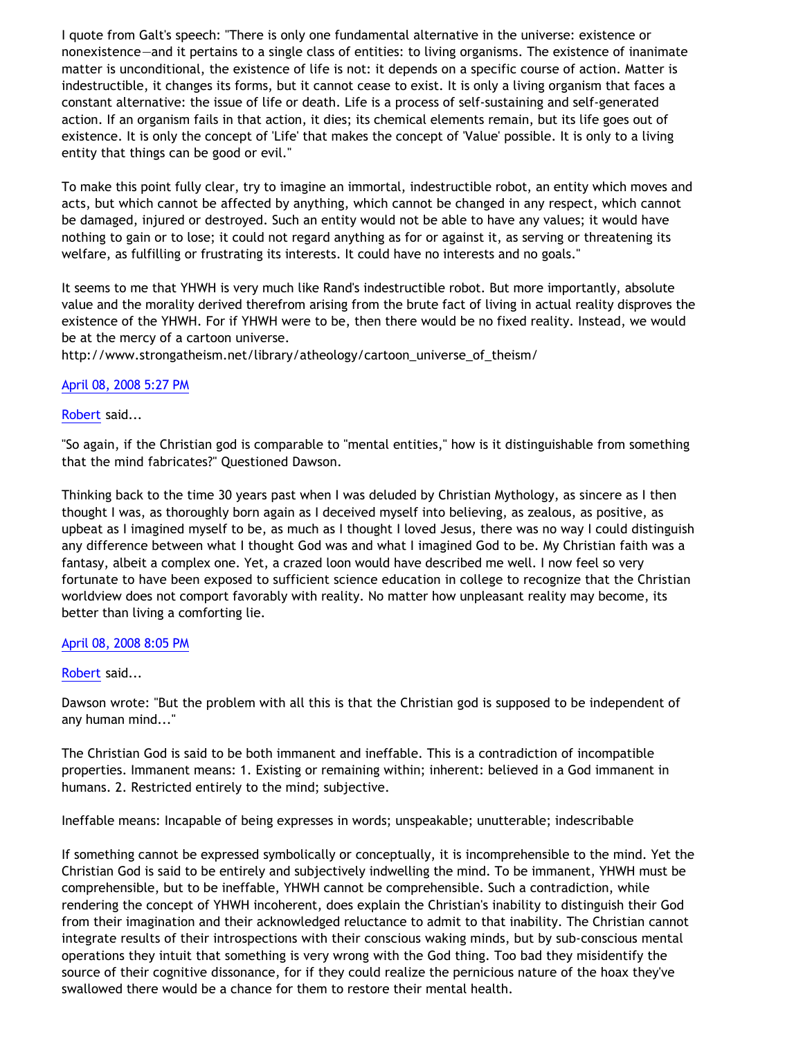I quote from Galt's speech: "There is only one fundamental alternative in the universe: existence or nonexistence—and it pertains to a single class of entities: to living organisms. The existence of inanimate matter is unconditional, the existence of life is not: it depends on a specific course of action. Matter is indestructible, it changes its forms, but it cannot cease to exist. It is only a living organism that faces a constant alternative: the issue of life or death. Life is a process of self-sustaining and self-generated action. If an organism fails in that action, it dies; its chemical elements remain, but its life goes out of existence. It is only the concept of 'Life' that makes the concept of 'Value' possible. It is only to a living entity that things can be good or evil."

To make this point fully clear, try to imagine an immortal, indestructible robot, an entity which moves and acts, but which cannot be affected by anything, which cannot be changed in any respect, which cannot be damaged, injured or destroyed. Such an entity would not be able to have any values; it would have nothing to gain or to lose; it could not regard anything as for or against it, as serving or threatening its welfare, as fulfilling or frustrating its interests. It could have no interests and no goals."

It seems to me that YHWH is very much like Rand's indestructible robot. But more importantly, absolute value and the morality derived therefrom arising from the brute fact of living in actual reality disproves the existence of the YHWH. For if YHWH were to be, then there would be no fixed reality. Instead, we would be at the mercy of a cartoon universe.
http://www.strongatheism.net/library/atheology/cartoon_universe_of_theism/

April 08, 2008 5:27 PM

Robert said...

"So again, if the Christian god is comparable to "mental entities," how is it distinguishable from something that the mind fabricates?" Questioned Dawson.

Thinking back to the time 30 years past when I was deluded by Christian Mythology, as sincere as I then thought I was, as thoroughly born again as I deceived myself into believing, as zealous, as positive, as upbeat as I imagined myself to be, as much as I thought I loved Jesus, there was no way I could distinguish any difference between what I thought God was and what I imagined God to be. My Christian faith was a fantasy, albeit a complex one. Yet, a crazed loon would have described me well. I now feel so very fortunate to have been exposed to sufficient science education in college to recognize that the Christian worldview does not comport favorably with reality. No matter how unpleasant reality may become, its better than living a comforting lie.

April 08, 2008 8:05 PM

Robert said...

Dawson wrote: "But the problem with all this is that the Christian god is supposed to be independent of any human mind..."

The Christian God is said to be both immanent and ineffable. This is a contradiction of incompatible properties. Immanent means: 1. Existing or remaining within; inherent: believed in a God immanent in humans. 2. Restricted entirely to the mind; subjective.

Ineffable means: Incapable of being expresses in words; unspeakable; unutterable; indescribable

If something cannot be expressed symbolically or conceptually, it is incomprehensible to the mind. Yet the Christian God is said to be entirely and subjectively indwelling the mind. To be immanent, YHWH must be comprehensible, but to be ineffable, YHWH cannot be comprehensible. Such a contradiction, while rendering the concept of YHWH incoherent, does explain the Christian's inability to distinguish their God from their imagination and their acknowledged reluctance to admit to that inability. The Christian cannot integrate results of their introspections with their conscious waking minds, but by sub-conscious mental operations they intuit that something is very wrong with the God thing. Too bad they misidentify the source of their cognitive dissonance, for if they could realize the pernicious nature of the hoax they've swallowed there would be a chance for them to restore their mental health.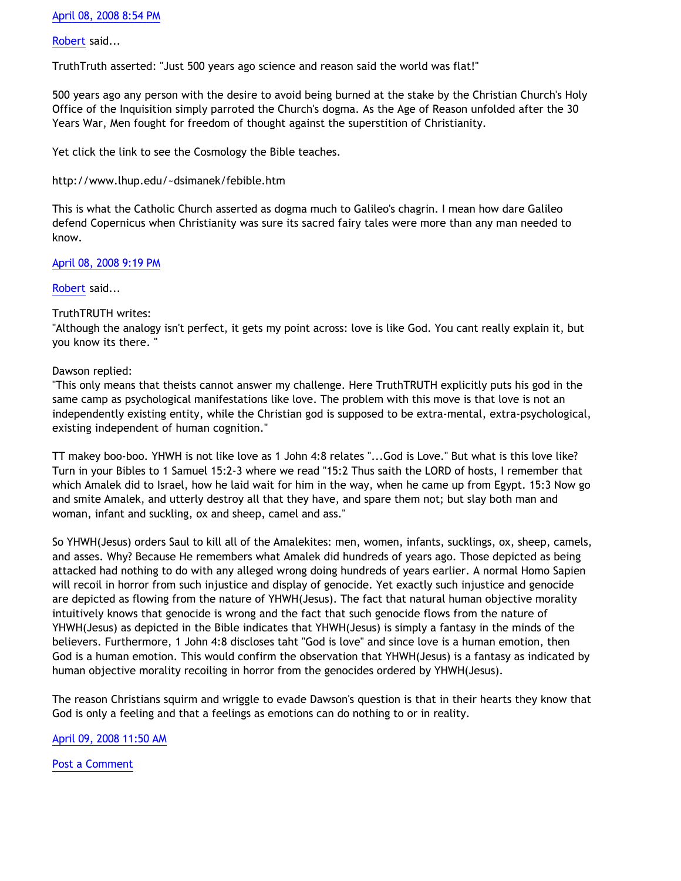April 08, 2008 8:54 PM

Robert said...

TruthTruth asserted: "Just 500 years ago science and reason said the world was flat!"

500 years ago any person with the desire to avoid being burned at the stake by the Christian Church's Holy Office of the Inquisition simply parroted the Church's dogma. As the Age of Reason unfolded after the 30 Years War, Men fought for freedom of thought against the superstition of Christianity.

Yet click the link to see the Cosmology the Bible teaches.

http://www.lhup.edu/~dsimanek/febible.htm

This is what the Catholic Church asserted as dogma much to Galileo's chagrin. I mean how dare Galileo defend Copernicus when Christianity was sure its sacred fairy tales were more than any man needed to know.

April 08, 2008 9:19 PM

Robert said...

TruthTRUTH writes:
"Although the analogy isn't perfect, it gets my point across: love is like God. You cant really explain it, but you know its there. "

Dawson replied:
"This only means that theists cannot answer my challenge. Here TruthTRUTH explicitly puts his god in the same camp as psychological manifestations like love. The problem with this move is that love is not an independently existing entity, while the Christian god is supposed to be extra-mental, extra-psychological, existing independent of human cognition."

TT makey boo-boo. YHWH is not like love as 1 John 4:8 relates "...God is Love." But what is this love like? Turn in your Bibles to 1 Samuel 15:2-3 where we read "15:2 Thus saith the LORD of hosts, I remember that which Amalek did to Israel, how he laid wait for him in the way, when he came up from Egypt. 15:3 Now go and smite Amalek, and utterly destroy all that they have, and spare them not; but slay both man and woman, infant and suckling, ox and sheep, camel and ass."

So YHWH(Jesus) orders Saul to kill all of the Amalekites: men, women, infants, sucklings, ox, sheep, camels, and asses. Why? Because He remembers what Amalek did hundreds of years ago. Those depicted as being attacked had nothing to do with any alleged wrong doing hundreds of years earlier. A normal Homo Sapien will recoil in horror from such injustice and display of genocide. Yet exactly such injustice and genocide are depicted as flowing from the nature of YHWH(Jesus). The fact that natural human objective morality intuitively knows that genocide is wrong and the fact that such genocide flows from the nature of YHWH(Jesus) as depicted in the Bible indicates that YHWH(Jesus) is simply a fantasy in the minds of the believers. Furthermore, 1 John 4:8 discloses taht "God is love" and since love is a human emotion, then God is a human emotion. This would confirm the observation that YHWH(Jesus) is a fantasy as indicated by human objective morality recoiling in horror from the genocides ordered by YHWH(Jesus).

The reason Christians squirm and wriggle to evade Dawson's question is that in their hearts they know that God is only a feeling and that a feelings as emotions can do nothing to or in reality.

April 09, 2008 11:50 AM

Post a Comment